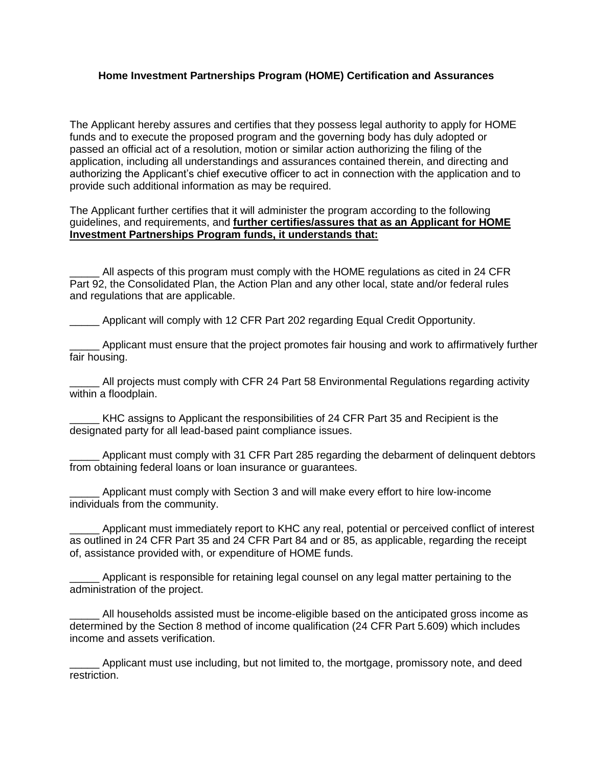# Home Investment Partnerships Program (HOME) Certification and Assurances

The Applicant hereby assures and certifies that they possess legal authority to apply for HOME funds and to execute the proposed program and the governing body has duly adopted or passed an official act of a resolution, motion or similar action authorizing the filing of the application, including all understandings and assurances contained therein, and directing and authorizing the Applicant's chief executive officer to act in connection with the application and to provide such additional information as may be required.

The Applicant further certifies that it will administer the program according to the following guidelines, and requirements, and **further certifies/assures that as an Applicant for HOME Investment Partnerships Program funds, it understands that:**

_____ All aspects of this program must comply with the HOME regulations as cited in 24 CFR Part 92, the Consolidated Plan, the Action Plan and any other local, state and/or federal rules and regulations that are applicable.

_____ Applicant will comply with 12 CFR Part 202 regarding Equal Credit Opportunity.

_____ Applicant must ensure that the project promotes fair housing and work to affirmatively further fair housing.

_____ All projects must comply with CFR 24 Part 58 Environmental Regulations regarding activity within a floodplain.

_____ KHC assigns to Applicant the responsibilities of 24 CFR Part 35 and Recipient is the designated party for all lead-based paint compliance issues.

_____ Applicant must comply with 31 CFR Part 285 regarding the debarment of delinquent debtors from obtaining federal loans or loan insurance or guarantees.

_____ Applicant must comply with Section 3 and will make every effort to hire low-income individuals from the community.

_____ Applicant must immediately report to KHC any real, potential or perceived conflict of interest as outlined in 24 CFR Part 35 and 24 CFR Part 84 and or 85, as applicable, regarding the receipt of, assistance provided with, or expenditure of HOME funds.

_____ Applicant is responsible for retaining legal counsel on any legal matter pertaining to the administration of the project.

_____ All households assisted must be income-eligible based on the anticipated gross income as determined by the Section 8 method of income qualification (24 CFR Part 5.609) which includes income and assets verification.

_____ Applicant must use including, but not limited to, the mortgage, promissory note, and deed restriction.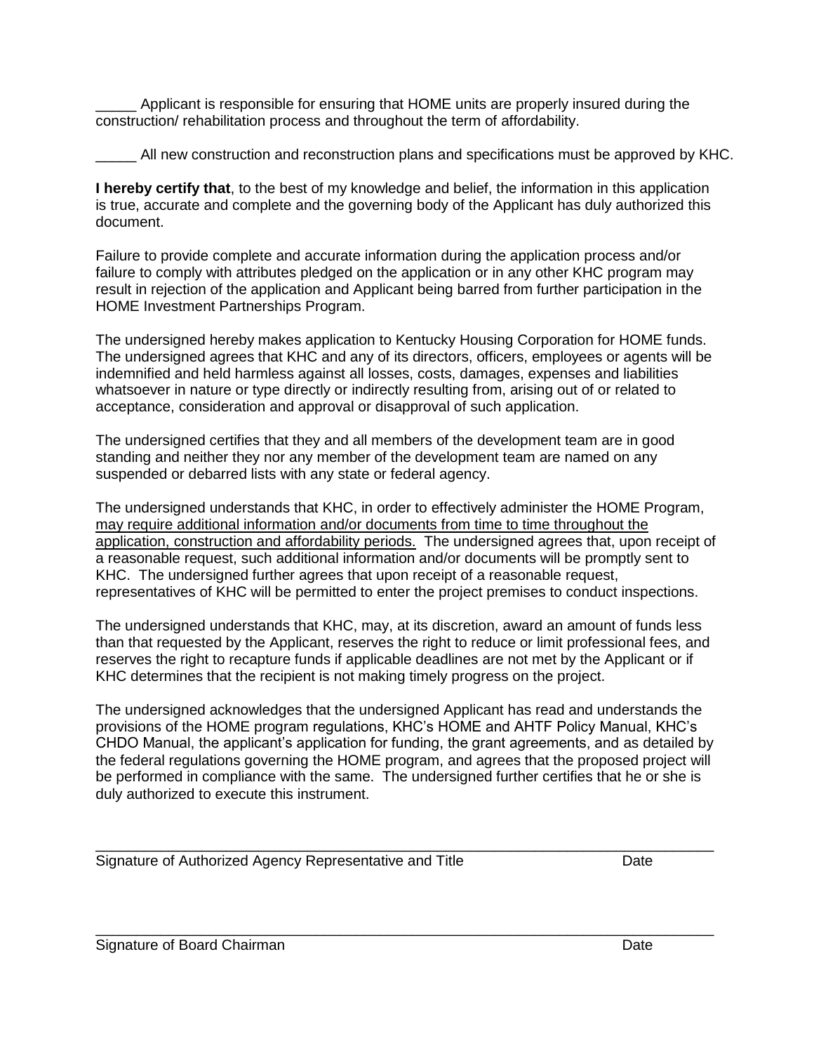_____ Applicant is responsible for ensuring that HOME units are properly insured during the construction/ rehabilitation process and throughout the term of affordability.

_____ All new construction and reconstruction plans and specifications must be approved by KHC.

**I hereby certify that**, to the best of my knowledge and belief, the information in this application is true, accurate and complete and the governing body of the Applicant has duly authorized this document.

Failure to provide complete and accurate information during the application process and/or failure to comply with attributes pledged on the application or in any other KHC program may result in rejection of the application and Applicant being barred from further participation in the HOME Investment Partnerships Program.

The undersigned hereby makes application to Kentucky Housing Corporation for HOME funds. The undersigned agrees that KHC and any of its directors, officers, employees or agents will be indemnified and held harmless against all losses, costs, damages, expenses and liabilities whatsoever in nature or type directly or indirectly resulting from, arising out of or related to acceptance, consideration and approval or disapproval of such application.

The undersigned certifies that they and all members of the development team are in good standing and neither they nor any member of the development team are named on any suspended or debarred lists with any state or federal agency.

The undersigned understands that KHC, in order to effectively administer the HOME Program, <u>may require additional information and/or documents from time to time throughout the application, construction and affordability periods.</u> The undersigned agrees that, upon receipt of a reasonable request, such additional information and/or documents will be promptly sent to KHC. The undersigned further agrees that upon receipt of a reasonable request, representatives of KHC will be permitted to enter the project premises to conduct inspections.

The undersigned understands that KHC, may, at its discretion, award an amount of funds less than that requested by the Applicant, reserves the right to reduce or limit professional fees, and reserves the right to recapture funds if applicable deadlines are not met by the Applicant or if KHC determines that the recipient is not making timely progress on the project.

The undersigned acknowledges that the undersigned Applicant has read and understands the provisions of the HOME program regulations, KHC's HOME and AHTF Policy Manual, KHC's CHDO Manual, the applicant's application for funding, the grant agreements, and as detailed by the federal regulations governing the HOME program, and agrees that the proposed project will be performed in compliance with the same. The undersigned further certifies that he or she is duly authorized to execute this instrument.

\_\_\_\_\_\_\_\_\_\_\_\_\_\_\_\_\_\_\_\_\_\_\_\_\_\_\_\_\_\_\_\_\_\_\_\_\_\_\_\_\_\_\_\_\_\_\_\_\_\_\_\_\_\_\_\_\_\_\_\_\_\_\_\_\_\_\_\_\_\_

Signature of Authorized Agency Representative and Title Date

\_\_\_\_\_\_\_\_\_\_\_\_\_\_\_\_\_\_\_\_\_\_\_\_\_\_\_\_\_\_\_\_\_\_\_\_\_\_\_\_\_\_\_\_\_\_\_\_\_\_\_\_\_\_\_\_\_\_\_\_\_\_\_\_\_\_\_\_\_\_

Signature of Board Chairman Date